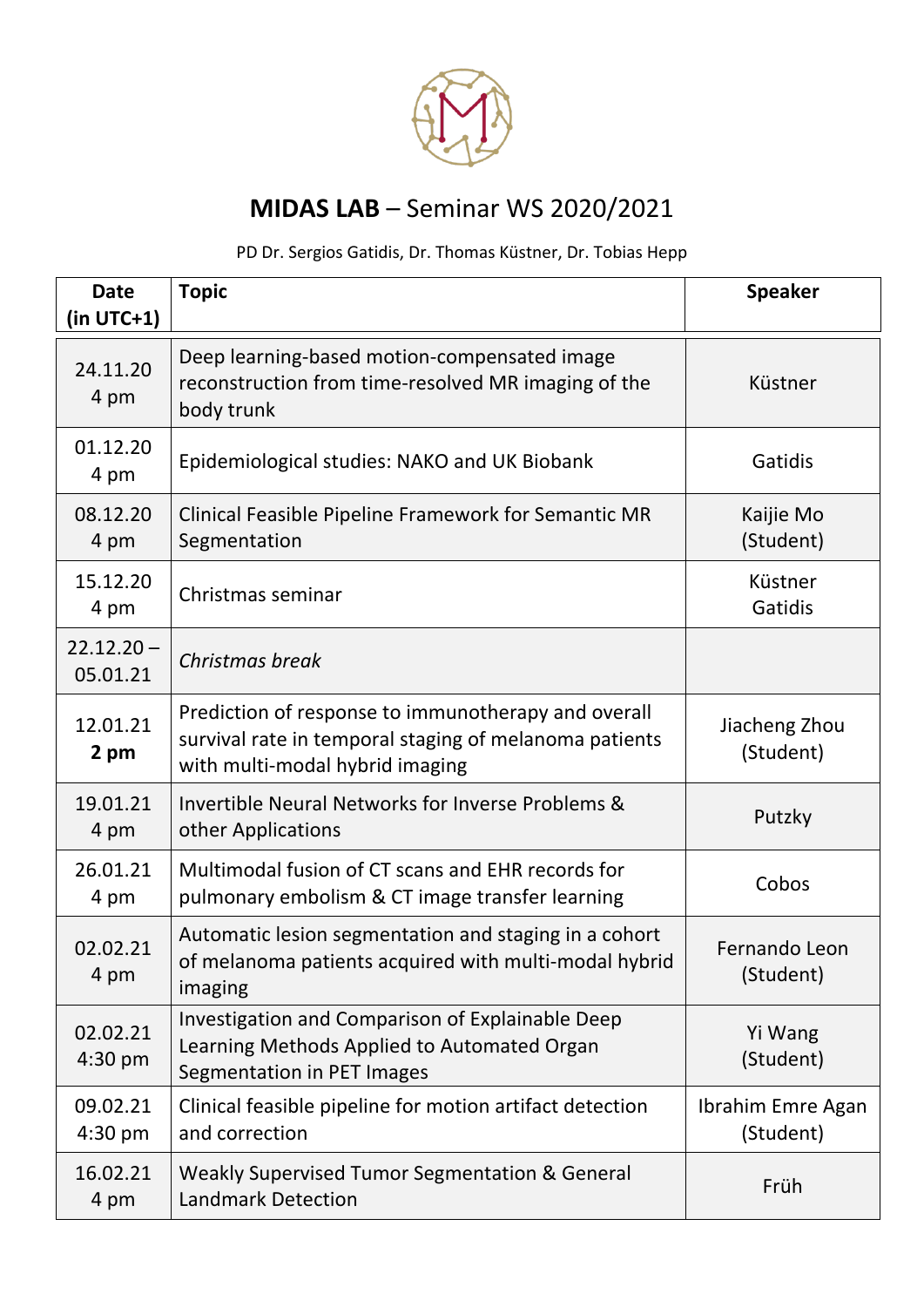# **MIDAS LAB** – Seminar WS 2020/2021

PD Dr. Sergios Gatidis, Dr. Thomas Küstner, Dr. Tobias Hepp

| Date (in UTC+1) | Topic | Speaker |
|---|---|---|
| 24.11.20 4 pm | Deep learning-based motion-compensated image reconstruction from time-resolved MR imaging of the body trunk | Küstner |
| 01.12.20 4 pm | Epidemiological studies: NAKO and UK Biobank | Gatidis |
| 08.12.20 4 pm | Clinical Feasible Pipeline Framework for Semantic MR Segmentation | Kaijie Mo (Student) |
| 15.12.20 4 pm | Christmas seminar | Küstner Gatidis |
| 22.12.20 – 05.01.21 | *Christmas break* | |
| 12.01.21 **2 pm** | Prediction of response to immunotherapy and overall survival rate in temporal staging of melanoma patients with multi-modal hybrid imaging | Jiacheng Zhou (Student) |
| 19.01.21 4 pm | Invertible Neural Networks for Inverse Problems & other Applications | Putzky |
| 26.01.21 4 pm | Multimodal fusion of CT scans and EHR records for pulmonary embolism & CT image transfer learning | Cobos |
| 02.02.21 4 pm | Automatic lesion segmentation and staging in a cohort of melanoma patients acquired with multi-modal hybrid imaging | Fernando Leon (Student) |
| 02.02.21 4:30 pm | Investigation and Comparison of Explainable Deep Learning Methods Applied to Automated Organ Segmentation in PET Images | Yi Wang (Student) |
| 09.02.21 4:30 pm | Clinical feasible pipeline for motion artifact detection and correction | Ibrahim Emre Agan (Student) |
| 16.02.21 4 pm | Weakly Supervised Tumor Segmentation & General Landmark Detection | Früh |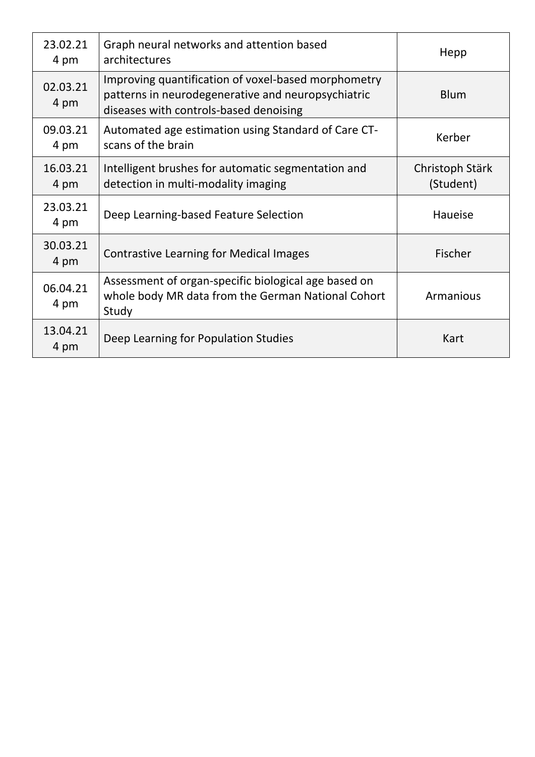| | | |
|---|---|---|
| 23.02.21 4 pm | Graph neural networks and attention based architectures | Hepp |
| 02.03.21 4 pm | Improving quantification of voxel-based morphometry patterns in neurodegenerative and neuropsychiatric diseases with controls-based denoising | Blum |
| 09.03.21 4 pm | Automated age estimation using Standard of Care CT-scans of the brain | Kerber |
| 16.03.21 4 pm | Intelligent brushes for automatic segmentation and detection in multi-modality imaging | Christoph Stärk (Student) |
| 23.03.21 4 pm | Deep Learning-based Feature Selection | Haueise |
| 30.03.21 4 pm | Contrastive Learning for Medical Images | Fischer |
| 06.04.21 4 pm | Assessment of organ-specific biological age based on whole body MR data from the German National Cohort Study | Armanious |
| 13.04.21 4 pm | Deep Learning for Population Studies | Kart |